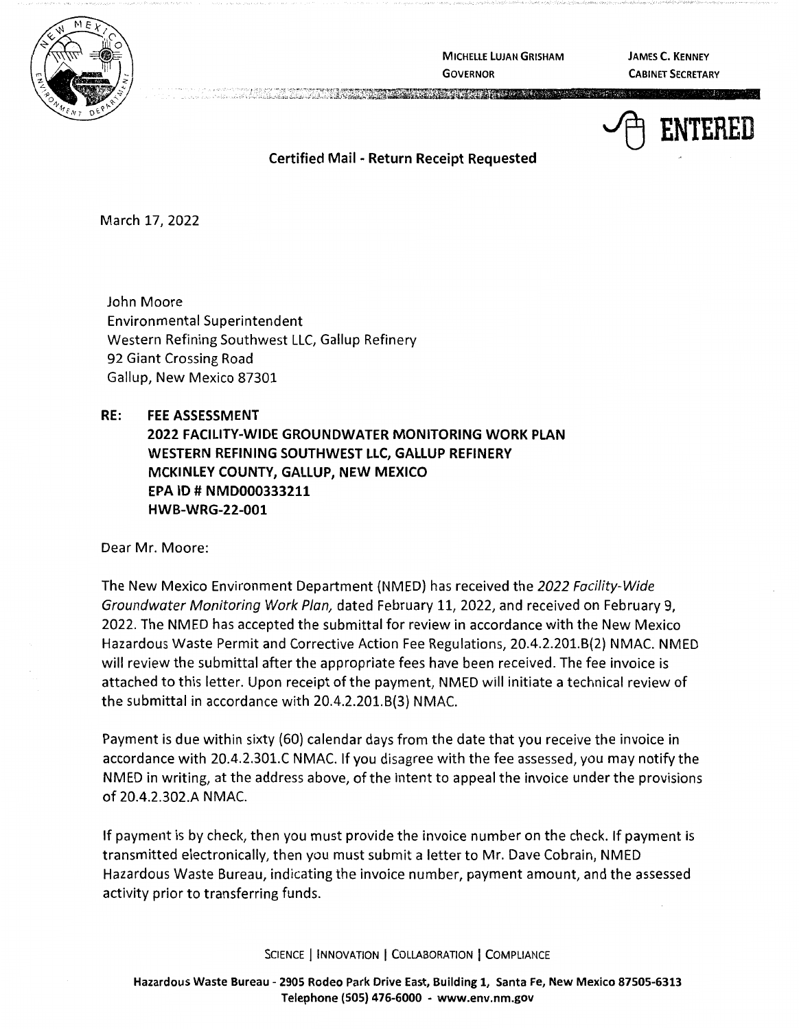MICHELLE LUJAN GRISHAM
GOVERNOR

JAMES C. KENNEY
CABINET SECRETARY

ENTERED

**Certified Mail - Return Receipt Requested**

March 17, 2022

John Moore
Environmental Superintendent
Western Refining Southwest LLC, Gallup Refinery
92 Giant Crossing Road
Gallup, New Mexico 87301

**RE: FEE ASSESSMENT**
**2022 FACILITY-WIDE GROUNDWATER MONITORING WORK PLAN**
**WESTERN REFINING SOUTHWEST LLC, GALLUP REFINERY**
**MCKINLEY COUNTY, GALLUP, NEW MEXICO**
**EPA ID # NMD000333211**
**HWB-WRG-22-001**

Dear Mr. Moore:

The New Mexico Environment Department (NMED) has received the *2022 Facility-Wide Groundwater Monitoring Work Plan,* dated February 11, 2022, and received on February 9, 2022. The NMED has accepted the submittal for review in accordance with the New Mexico Hazardous Waste Permit and Corrective Action Fee Regulations, 20.4.2.201.B(2) NMAC. NMED will review the submittal after the appropriate fees have been received. The fee invoice is attached to this letter. Upon receipt of the payment, NMED will initiate a technical review of the submittal in accordance with 20.4.2.201.B(3) NMAC.

Payment is due within sixty (60) calendar days from the date that you receive the invoice in accordance with 20.4.2.301.C NMAC. If you disagree with the fee assessed, you may notify the NMED in writing, at the address above, of the intent to appeal the invoice under the provisions of 20.4.2.302.A NMAC.

If payment is by check, then you must provide the invoice number on the check. If payment is transmitted electronically, then you must submit a letter to Mr. Dave Cobrain, NMED Hazardous Waste Bureau, indicating the invoice number, payment amount, and the assessed activity prior to transferring funds.

SCIENCE | INNOVATION | COLLABORATION | COMPLIANCE

**Hazardous Waste Bureau - 2905 Rodeo Park Drive East, Building 1, Santa Fe, New Mexico 87505-6313**
**Telephone (505) 476-6000 - www.env.nm.gov**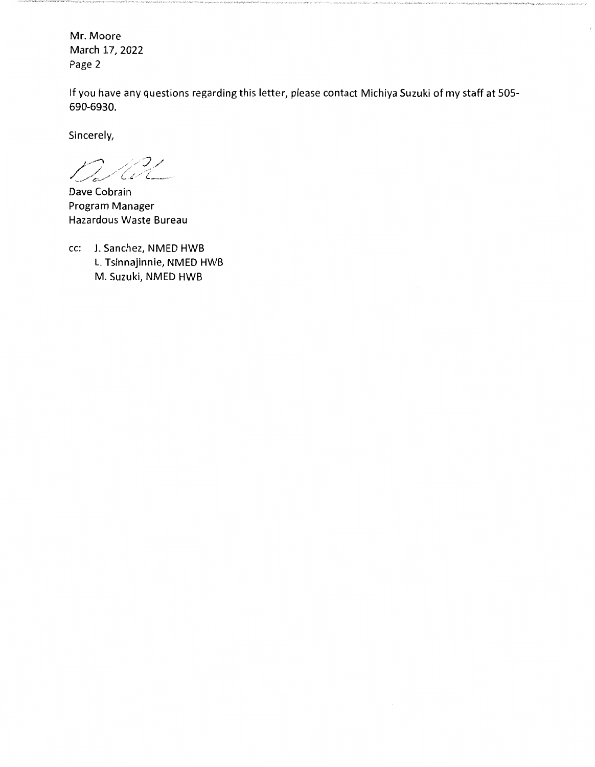Mr. Moore
March 17, 2022
Page 2

If you have any questions regarding this letter, please contact Michiya Suzuki of my staff at 505-690-6930.

Sincerely,

Dave Cobrain
Program Manager
Hazardous Waste Bureau

cc: J. Sanchez, NMED HWB
L. Tsinnajinnie, NMED HWB
M. Suzuki, NMED HWB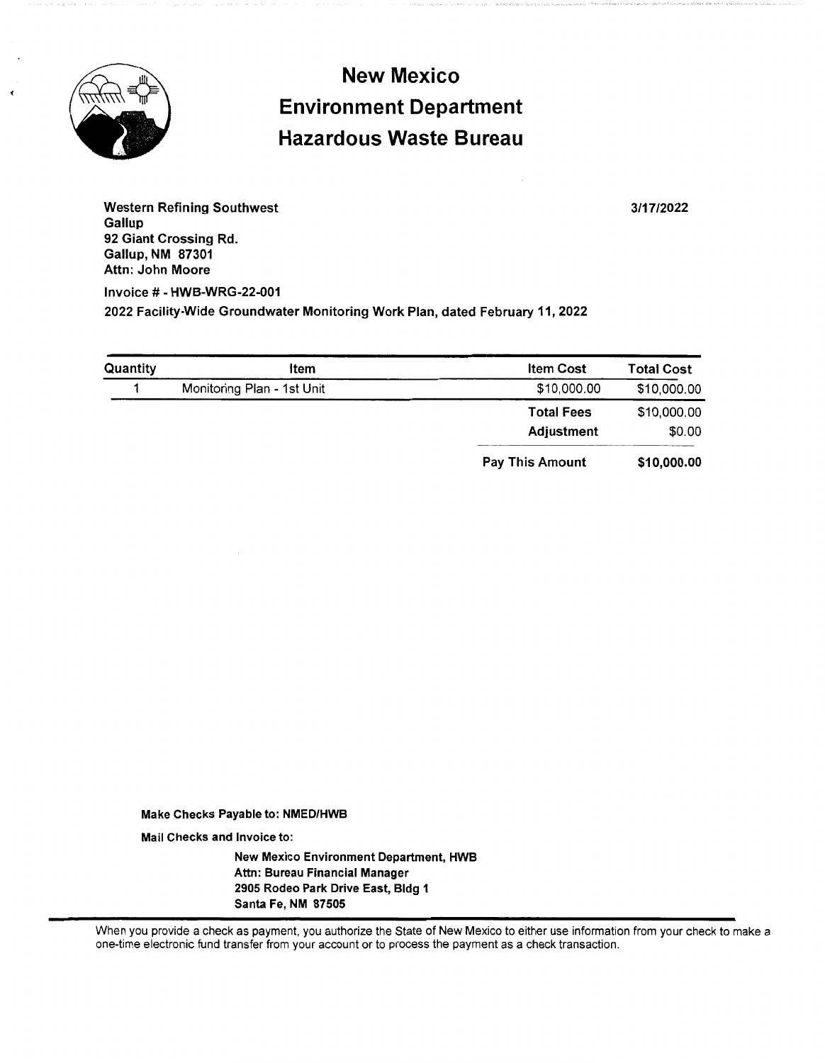# New Mexico Environment Department Hazardous Waste Bureau

**Western Refining Southwest**
**Gallup**
**92 Giant Crossing Rd.**
**Gallup, NM 87301**
**Attn: John Moore**

**3/17/2022**

Invoice # - **HWB-WRG-22-001**

**2022 Facility-Wide Groundwater Monitoring Work Plan, dated February 11, 2022**

| Quantity | Item | Item Cost | Total Cost |
|---|---|---|---|
| 1 | Monitoring Plan - 1st Unit | $10,000.00 | $10,000.00 |
| | | **Total Fees** | $10,000.00 |
| | | **Adjustment** | $0.00 |
| | | **Pay This Amount** | **$10,000.00** |

**Make Checks Payable to: NMED/HWB**

**Mail Checks and Invoice to:**

**New Mexico Environment Department, HWB**
**Attn: Bureau Financial Manager**
**2905 Rodeo Park Drive East, Bldg 1**
**Santa Fe, NM 87505**

When you provide a check as payment, you authorize the State of New Mexico to either use information from your check to make a one-time electronic fund transfer from your account or to process the payment as a check transaction.